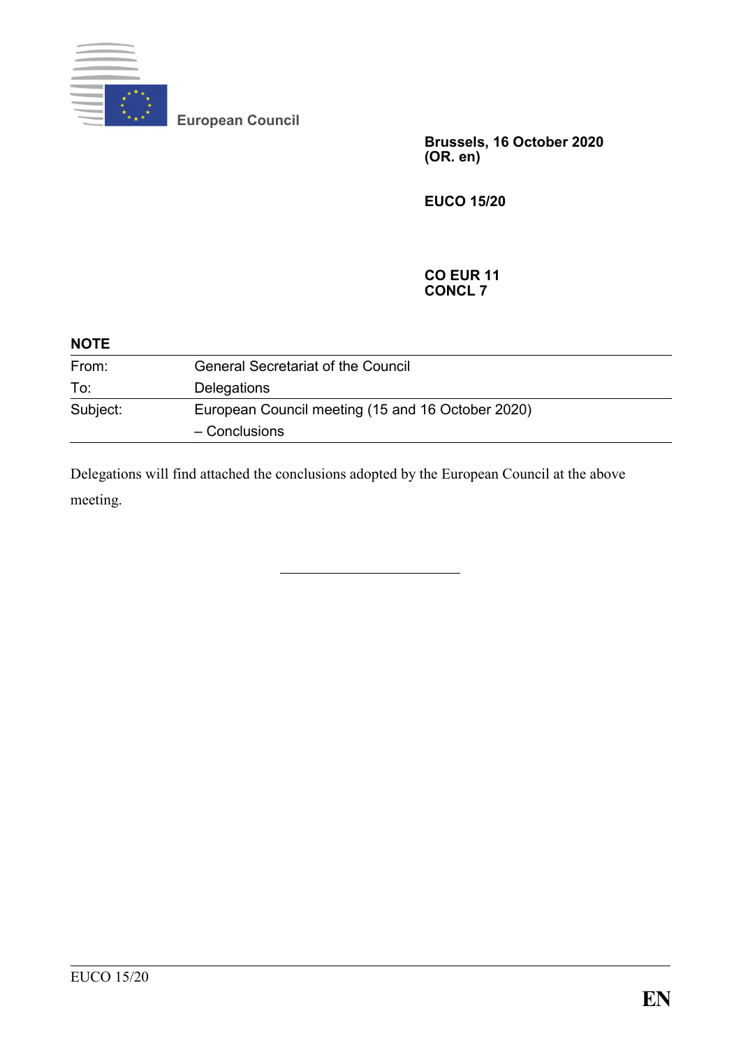**European Council**

**Brussels, 16 October 2020**
**(OR. en)**

**EUCO 15/20**

**CO EUR 11**
**CONCL 7**

**NOTE**

| | |
|---|---|
| From: | General Secretariat of the Council |
| To: | Delegations |
| Subject: | European Council meeting (15 and 16 October 2020) – Conclusions |

Delegations will find attached the conclusions adopted by the European Council at the above meeting.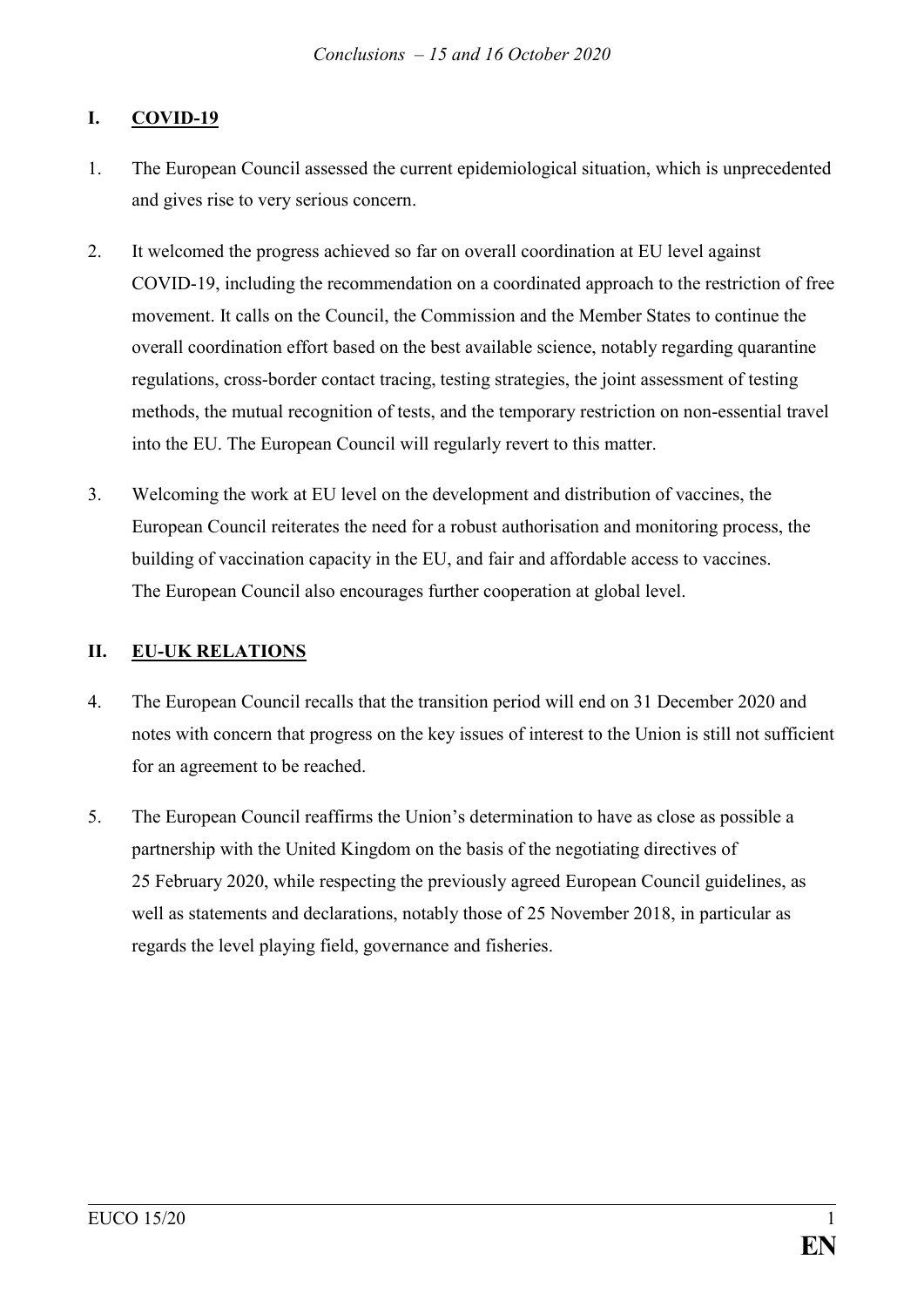## I. COVID-19

1. The European Council assessed the current epidemiological situation, which is unprecedented and gives rise to very serious concern.

2. It welcomed the progress achieved so far on overall coordination at EU level against COVID-19, including the recommendation on a coordinated approach to the restriction of free movement. It calls on the Council, the Commission and the Member States to continue the overall coordination effort based on the best available science, notably regarding quarantine regulations, cross-border contact tracing, testing strategies, the joint assessment of testing methods, the mutual recognition of tests, and the temporary restriction on non-essential travel into the EU. The European Council will regularly revert to this matter.

3. Welcoming the work at EU level on the development and distribution of vaccines, the European Council reiterates the need for a robust authorisation and monitoring process, the building of vaccination capacity in the EU, and fair and affordable access to vaccines. The European Council also encourages further cooperation at global level.

## II. EU-UK RELATIONS

4. The European Council recalls that the transition period will end on 31 December 2020 and notes with concern that progress on the key issues of interest to the Union is still not sufficient for an agreement to be reached.

5. The European Council reaffirms the Union's determination to have as close as possible a partnership with the United Kingdom on the basis of the negotiating directives of 25 February 2020, while respecting the previously agreed European Council guidelines, as well as statements and declarations, notably those of 25 November 2018, in particular as regards the level playing field, governance and fisheries.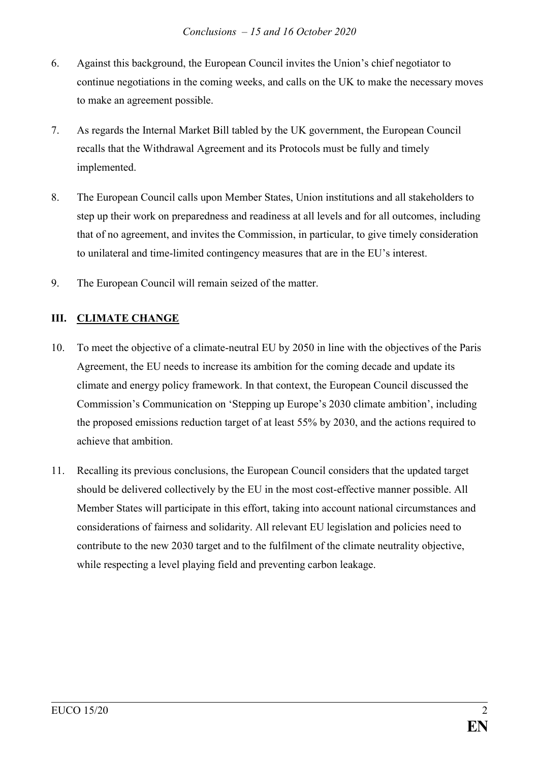6. Against this background, the European Council invites the Union's chief negotiator to continue negotiations in the coming weeks, and calls on the UK to make the necessary moves to make an agreement possible.

7. As regards the Internal Market Bill tabled by the UK government, the European Council recalls that the Withdrawal Agreement and its Protocols must be fully and timely implemented.

8. The European Council calls upon Member States, Union institutions and all stakeholders to step up their work on preparedness and readiness at all levels and for all outcomes, including that of no agreement, and invites the Commission, in particular, to give timely consideration to unilateral and time-limited contingency measures that are in the EU's interest.

9. The European Council will remain seized of the matter.

## III. CLIMATE CHANGE

10. To meet the objective of a climate-neutral EU by 2050 in line with the objectives of the Paris Agreement, the EU needs to increase its ambition for the coming decade and update its climate and energy policy framework. In that context, the European Council discussed the Commission's Communication on 'Stepping up Europe's 2030 climate ambition', including the proposed emissions reduction target of at least 55% by 2030, and the actions required to achieve that ambition.

11. Recalling its previous conclusions, the European Council considers that the updated target should be delivered collectively by the EU in the most cost-effective manner possible. All Member States will participate in this effort, taking into account national circumstances and considerations of fairness and solidarity. All relevant EU legislation and policies need to contribute to the new 2030 target and to the fulfilment of the climate neutrality objective, while respecting a level playing field and preventing carbon leakage.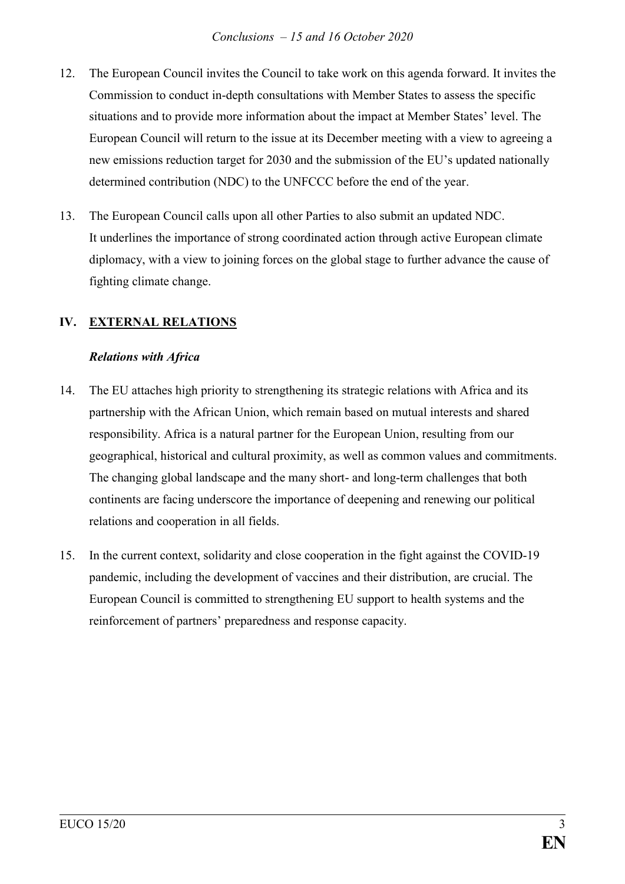12. The European Council invites the Council to take work on this agenda forward. It invites the Commission to conduct in-depth consultations with Member States to assess the specific situations and to provide more information about the impact at Member States' level. The European Council will return to the issue at its December meeting with a view to agreeing a new emissions reduction target for 2030 and the submission of the EU's updated nationally determined contribution (NDC) to the UNFCCC before the end of the year.

13. The European Council calls upon all other Parties to also submit an updated NDC. It underlines the importance of strong coordinated action through active European climate diplomacy, with a view to joining forces on the global stage to further advance the cause of fighting climate change.

## IV. EXTERNAL RELATIONS

### *Relations with Africa*

14. The EU attaches high priority to strengthening its strategic relations with Africa and its partnership with the African Union, which remain based on mutual interests and shared responsibility. Africa is a natural partner for the European Union, resulting from our geographical, historical and cultural proximity, as well as common values and commitments. The changing global landscape and the many short- and long-term challenges that both continents are facing underscore the importance of deepening and renewing our political relations and cooperation in all fields.

15. In the current context, solidarity and close cooperation in the fight against the COVID-19 pandemic, including the development of vaccines and their distribution, are crucial. The European Council is committed to strengthening EU support to health systems and the reinforcement of partners' preparedness and response capacity.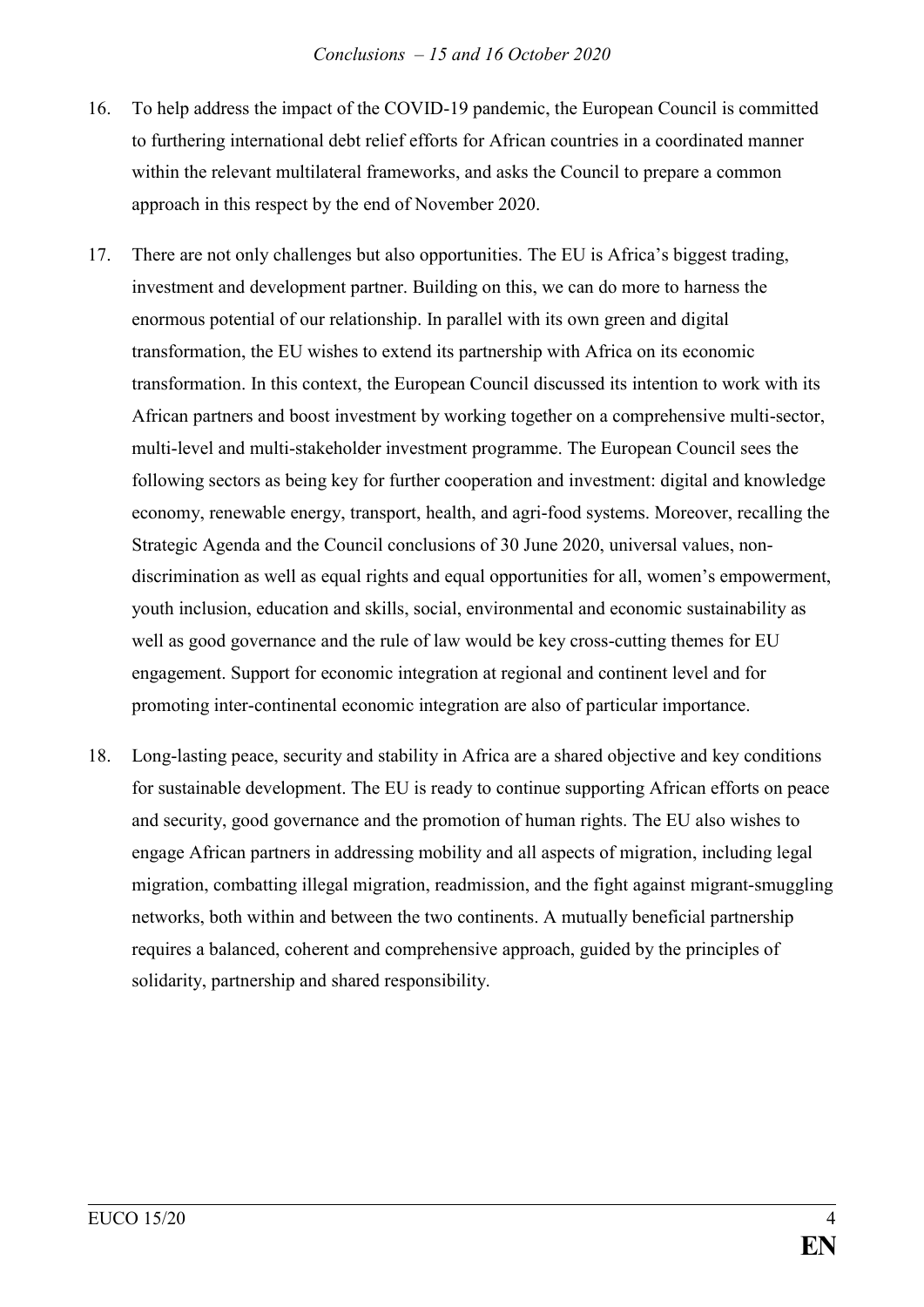16. To help address the impact of the COVID-19 pandemic, the European Council is committed to furthering international debt relief efforts for African countries in a coordinated manner within the relevant multilateral frameworks, and asks the Council to prepare a common approach in this respect by the end of November 2020.

17. There are not only challenges but also opportunities. The EU is Africa's biggest trading, investment and development partner. Building on this, we can do more to harness the enormous potential of our relationship. In parallel with its own green and digital transformation, the EU wishes to extend its partnership with Africa on its economic transformation. In this context, the European Council discussed its intention to work with its African partners and boost investment by working together on a comprehensive multi-sector, multi-level and multi-stakeholder investment programme. The European Council sees the following sectors as being key for further cooperation and investment: digital and knowledge economy, renewable energy, transport, health, and agri-food systems. Moreover, recalling the Strategic Agenda and the Council conclusions of 30 June 2020, universal values, non-discrimination as well as equal rights and equal opportunities for all, women's empowerment, youth inclusion, education and skills, social, environmental and economic sustainability as well as good governance and the rule of law would be key cross-cutting themes for EU engagement. Support for economic integration at regional and continent level and for promoting inter-continental economic integration are also of particular importance.

18. Long-lasting peace, security and stability in Africa are a shared objective and key conditions for sustainable development. The EU is ready to continue supporting African efforts on peace and security, good governance and the promotion of human rights. The EU also wishes to engage African partners in addressing mobility and all aspects of migration, including legal migration, combatting illegal migration, readmission, and the fight against migrant-smuggling networks, both within and between the two continents. A mutually beneficial partnership requires a balanced, coherent and comprehensive approach, guided by the principles of solidarity, partnership and shared responsibility.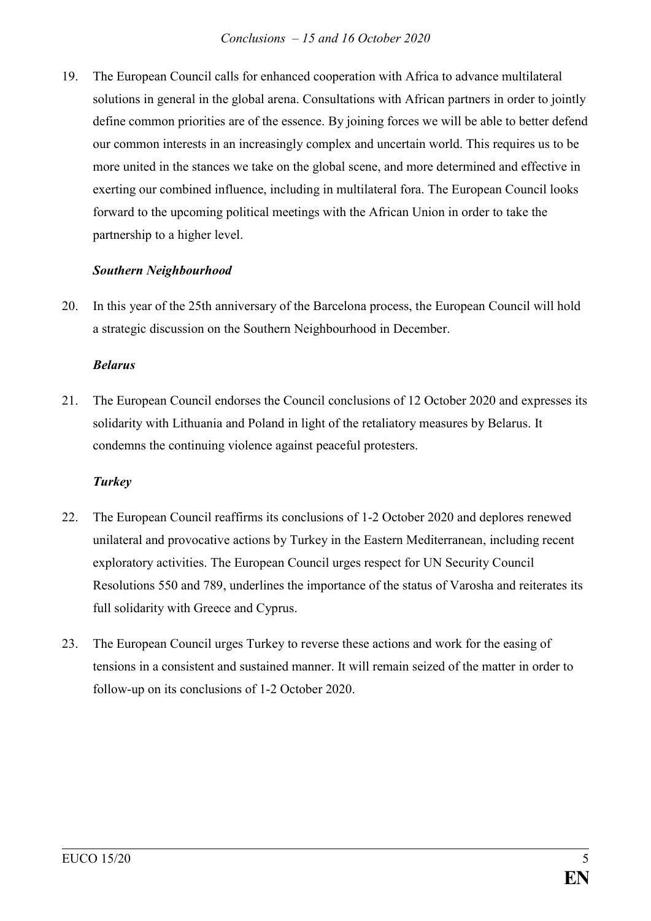19. The European Council calls for enhanced cooperation with Africa to advance multilateral solutions in general in the global arena. Consultations with African partners in order to jointly define common priorities are of the essence. By joining forces we will be able to better defend our common interests in an increasingly complex and uncertain world. This requires us to be more united in the stances we take on the global scene, and more determined and effective in exerting our combined influence, including in multilateral fora. The European Council looks forward to the upcoming political meetings with the African Union in order to take the partnership to a higher level.

### *Southern Neighbourhood*

20. In this year of the 25th anniversary of the Barcelona process, the European Council will hold a strategic discussion on the Southern Neighbourhood in December.

### *Belarus*

21. The European Council endorses the Council conclusions of 12 October 2020 and expresses its solidarity with Lithuania and Poland in light of the retaliatory measures by Belarus. It condemns the continuing violence against peaceful protesters.

### *Turkey*

22. The European Council reaffirms its conclusions of 1-2 October 2020 and deplores renewed unilateral and provocative actions by Turkey in the Eastern Mediterranean, including recent exploratory activities. The European Council urges respect for UN Security Council Resolutions 550 and 789, underlines the importance of the status of Varosha and reiterates its full solidarity with Greece and Cyprus.

23. The European Council urges Turkey to reverse these actions and work for the easing of tensions in a consistent and sustained manner. It will remain seized of the matter in order to follow-up on its conclusions of 1-2 October 2020.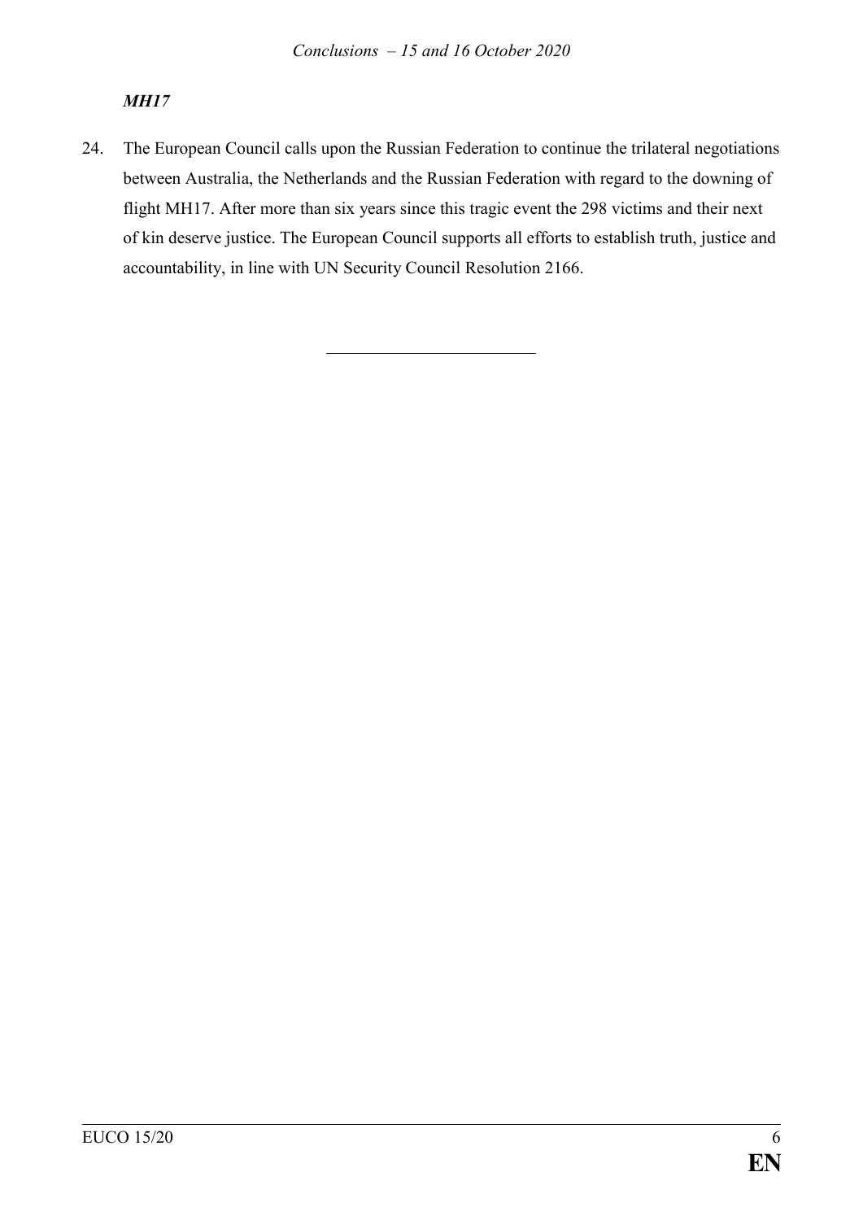### *MH17*

24. The European Council calls upon the Russian Federation to continue the trilateral negotiations between Australia, the Netherlands and the Russian Federation with regard to the downing of flight MH17. After more than six years since this tragic event the 298 victims and their next of kin deserve justice. The European Council supports all efforts to establish truth, justice and accountability, in line with UN Security Council Resolution 2166.